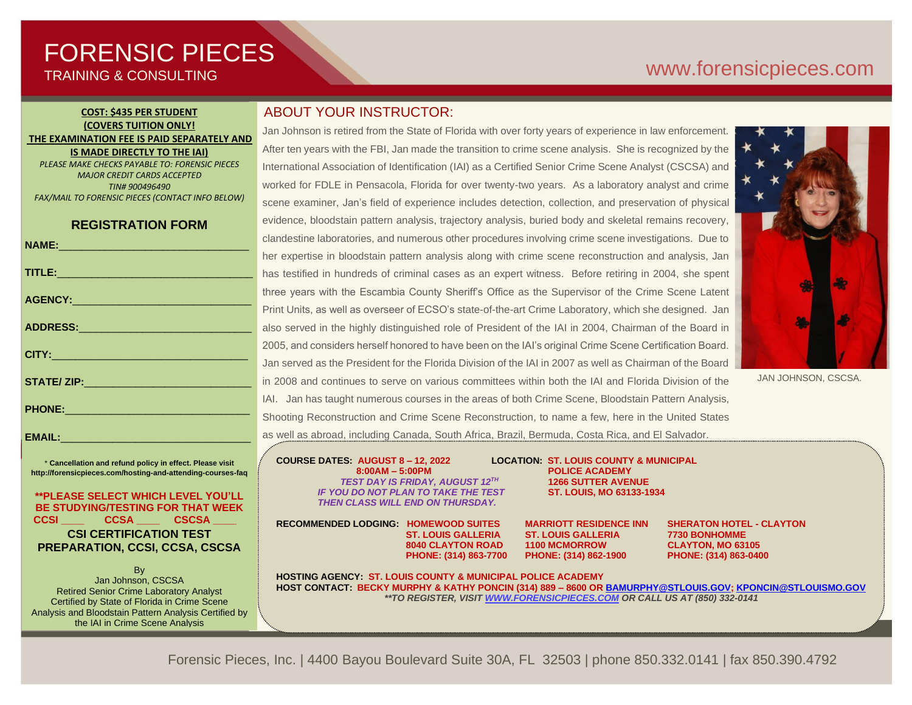# FORENSIC PIECES
TRAINING & CONSULTING

www.forensicpieces.com

**COST: $435 PER STUDENT**
**(COVERS TUITION ONLY!**
**THE EXAMINATION FEE IS PAID SEPARATELY AND IS MADE DIRECTLY TO THE IAI)**

*PLEASE MAKE CHECKS PAYABLE TO: FORENSIC PIECES*
*MAJOR CREDIT CARDS ACCEPTED*
*TIN# 900496490*
*FAX/MAIL TO FORENSIC PIECES (CONTACT INFO BELOW)*

## REGISTRATION FORM

**NAME:**_______________________________

**TITLE:**_______________________________

**AGENCY:**_______________________________

**ADDRESS:**_______________________________

**CITY:**_______________________________

**STATE/ ZIP:**_______________________________

**PHONE:**_______________________________

**EMAIL:**_______________________________

* **Cancellation and refund policy in effect. Please visit http://forensicpieces.com/hosting-and-attending-courses-faq**

**\*\*PLEASE SELECT WHICH LEVEL YOU'LL BE STUDYING/TESTING FOR THAT WEEK**
**CCSI ____ CCSA ____ CSCSA ____**

**CSI CERTIFICATION TEST PREPARATION, CCSI, CCSA, CSCSA**

By
Jan Johnson, CSCSA
Retired Senior Crime Laboratory Analyst
Certified by State of Florida in Crime Scene Analysis and Bloodstain Pattern Analysis Certified by the IAI in Crime Scene Analysis

## ABOUT YOUR INSTRUCTOR:

Jan Johnson is retired from the State of Florida with over forty years of experience in law enforcement. After ten years with the FBI, Jan made the transition to crime scene analysis. She is recognized by the International Association of Identification (IAI) as a Certified Senior Crime Scene Analyst (CSCSA) and worked for FDLE in Pensacola, Florida for over twenty-two years. As a laboratory analyst and crime scene examiner, Jan's field of experience includes detection, collection, and preservation of physical evidence, bloodstain pattern analysis, trajectory analysis, buried body and skeletal remains recovery, clandestine laboratories, and numerous other procedures involving crime scene investigations. Due to her expertise in bloodstain pattern analysis along with crime scene reconstruction and analysis, Jan has testified in hundreds of criminal cases as an expert witness. Before retiring in 2004, she spent three years with the Escambia County Sheriff's Office as the Supervisor of the Crime Scene Latent Print Units, as well as overseer of ECSO's state-of-the-art Crime Laboratory, which she designed. Jan also served in the highly distinguished role of President of the IAI in 2004, Chairman of the Board in 2005, and considers herself honored to have been on the IAI's original Crime Scene Certification Board. Jan served as the President for the Florida Division of the IAI in 2007 as well as Chairman of the Board in 2008 and continues to serve on various committees within both the IAI and Florida Division of the IAI. Jan has taught numerous courses in the areas of both Crime Scene, Bloodstain Pattern Analysis, Shooting Reconstruction and Crime Scene Reconstruction, to name a few, here in the United States as well as abroad, including Canada, South Africa, Brazil, Bermuda, Costa Rica, and El Salvador.

JAN JOHNSON, CSCSA.

**COURSE DATES:** **AUGUST 8 – 12, 2022**
**8:00AM – 5:00PM**
***TEST DAY IS FRIDAY, AUGUST 12TH***
***IF YOU DO NOT PLAN TO TAKE THE TEST THEN CLASS WILL END ON THURSDAY.***

**LOCATION:** **ST. LOUIS COUNTY & MUNICIPAL POLICE ACADEMY**
**1266 SUTTER AVENUE**
**ST. LOUIS, MO 63133-1934**

**RECOMMENDED LODGING:**

| HOMEWOOD SUITES | MARRIOTT RESIDENCE INN | SHERATON HOTEL - CLAYTON |
|---|---|---|
| ST. LOUIS GALLERIA | ST. LOUIS GALLERIA | 7730 BONHOMME |
| 8040 CLAYTON ROAD | 1100 MCMORROW | CLAYTON, MO 63105 |
| PHONE: (314) 863-7700 | PHONE: (314) 862-1900 | PHONE: (314) 863-0400 |

**HOSTING AGENCY:** **ST. LOUIS COUNTY & MUNICIPAL POLICE ACADEMY**
**HOST CONTACT:** **BECKY MURPHY & KATHY PONCIN (314) 889 – 8600 OR BAMURPHY@STLOUIS.GOV; KPONCIN@STLOUISMO.GOV**
***\*\*TO REGISTER, VISIT WWW.FORENSICPIECES.COM OR CALL US AT (850) 332-0141***

Forensic Pieces, Inc. | 4400 Bayou Boulevard Suite 30A, FL 32503 | phone 850.332.0141 | fax 850.390.4792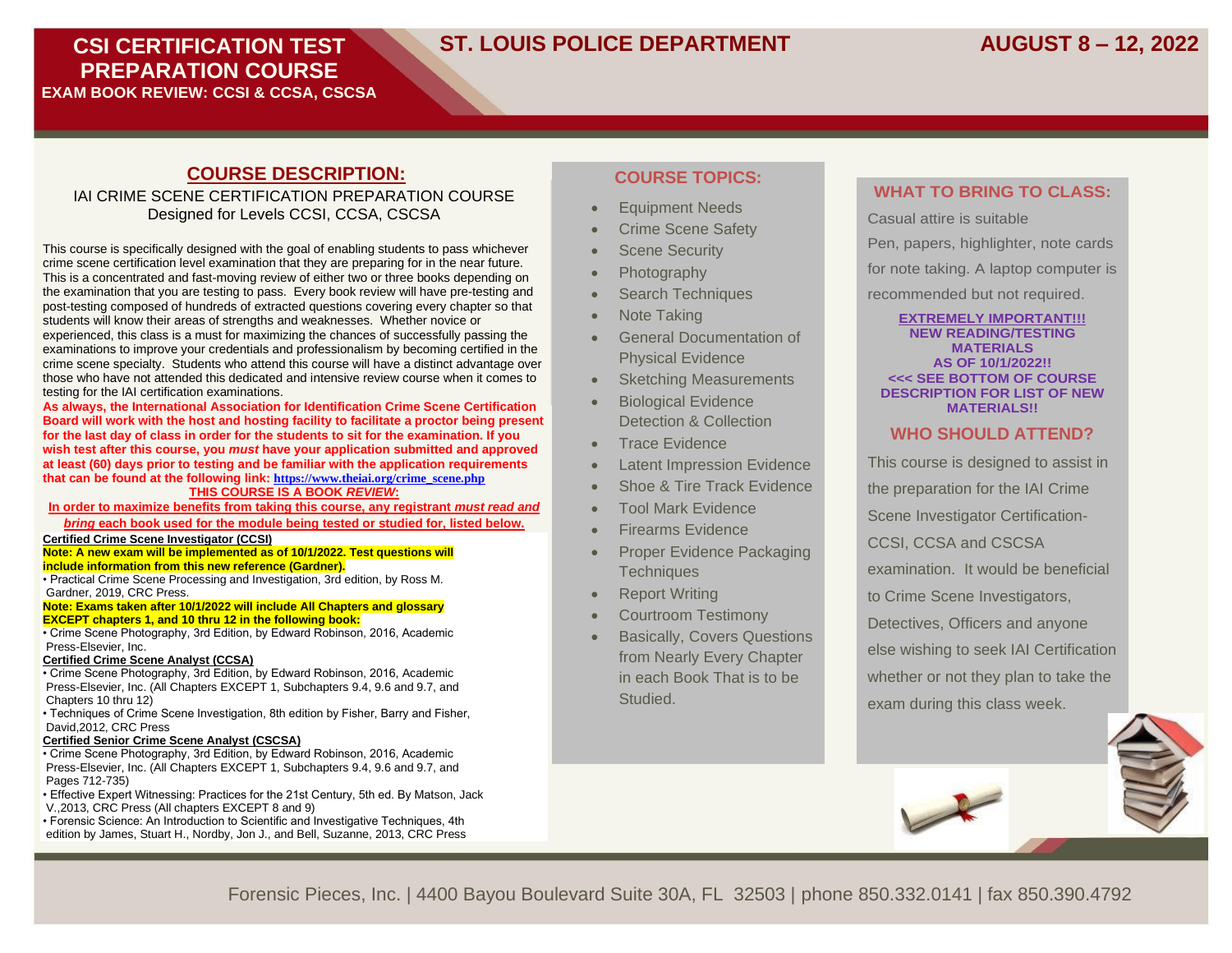# CSI CERTIFICATION TEST PREPARATION COURSE

**EXAM BOOK REVIEW: CCSI & CCSA, CSCSA**

## ST. LOUIS POLICE DEPARTMENT

## AUGUST 8 – 12, 2022

## COURSE DESCRIPTION:

IAI CRIME SCENE CERTIFICATION PREPARATION COURSE
Designed for Levels CCSI, CCSA, CSCSA

This course is specifically designed with the goal of enabling students to pass whichever crime scene certification level examination that they are preparing for in the near future. This is a concentrated and fast-moving review of either two or three books depending on the examination that you are testing to pass. Every book review will have pre-testing and post-testing composed of hundreds of extracted questions covering every chapter so that students will know their areas of strengths and weaknesses. Whether novice or experienced, this class is a must for maximizing the chances of successfully passing the examinations to improve your credentials and professionalism by becoming certified in the crime scene specialty. Students who attend this course will have a distinct advantage over those who have not attended this dedicated and intensive review course when it comes to testing for the IAI certification examinations.

**As always, the International Association for Identification Crime Scene Certification Board will work with the host and hosting facility to facilitate a proctor being present for the last day of class in order for the students to sit for the examination. If you wish test after this course, you *must* have your application submitted and approved at least (60) days prior to testing and be familiar with the application requirements that can be found at the following link: https://www.theiai.org/crime_scene.php**

**THIS COURSE IS A BOOK *REVIEW*:**

**In order to maximize benefits from taking this course, any registrant *must read and bring* each book used for the module being tested or studied for, listed below.**

**Certified Crime Scene Investigator (CCSI)**

**Note: A new exam will be implemented as of 10/1/2022. Test questions will include information from this new reference (Gardner).**

- Practical Crime Scene Processing and Investigation, 3rd edition, by Ross M. Gardner, 2019, CRC Press.

**Note: Exams taken after 10/1/2022 will include All Chapters and glossary EXCEPT chapters 1, and 10 thru 12 in the following book:**

- Crime Scene Photography, 3rd Edition, by Edward Robinson, 2016, Academic Press-Elsevier, Inc.

**Certified Crime Scene Analyst (CCSA)**

- Crime Scene Photography, 3rd Edition, by Edward Robinson, 2016, Academic Press-Elsevier, Inc. (All Chapters EXCEPT 1, Subchapters 9.4, 9.6 and 9.7, and Chapters 10 thru 12)
- Techniques of Crime Scene Investigation, 8th edition by Fisher, Barry and Fisher, David,2012, CRC Press

**Certified Senior Crime Scene Analyst (CSCSA)**

- Crime Scene Photography, 3rd Edition, by Edward Robinson, 2016, Academic Press-Elsevier, Inc. (All Chapters EXCEPT 1, Subchapters 9.4, 9.6 and 9.7, and Pages 712-735)
- Effective Expert Witnessing: Practices for the 21st Century, 5th ed. By Matson, Jack V.,2013, CRC Press (All chapters EXCEPT 8 and 9)
- Forensic Science: An Introduction to Scientific and Investigative Techniques, 4th edition by James, Stuart H., Nordby, Jon J., and Bell, Suzanne, 2013, CRC Press

## COURSE TOPICS:

- Equipment Needs
- Crime Scene Safety
- Scene Security
- Photography
- Search Techniques
- Note Taking
- General Documentation of Physical Evidence
- Sketching Measurements
- Biological Evidence Detection & Collection
- Trace Evidence
- Latent Impression Evidence
- Shoe & Tire Track Evidence
- Tool Mark Evidence
- Firearms Evidence
- Proper Evidence Packaging Techniques
- Report Writing
- Courtroom Testimony
- Basically, Covers Questions from Nearly Every Chapter in each Book That is to be Studied.

## WHAT TO BRING TO CLASS:

Casual attire is suitable

Pen, papers, highlighter, note cards for note taking. A laptop computer is recommended but not required.

**EXTREMELY IMPORTANT!!!**
**NEW READING/TESTING MATERIALS AS OF 10/1/2022!!**
**<<< SEE BOTTOM OF COURSE DESCRIPTION FOR LIST OF NEW MATERIALS!!**

## WHO SHOULD ATTEND?

This course is designed to assist in the preparation for the IAI Crime Scene Investigator Certification-CCSI, CCSA and CSCSA examination. It would be beneficial to Crime Scene Investigators, Detectives, Officers and anyone else wishing to seek IAI Certification whether or not they plan to take the exam during this class week.

Forensic Pieces, Inc. | 4400 Bayou Boulevard Suite 30A, FL 32503 | phone 850.332.0141 | fax 850.390.4792